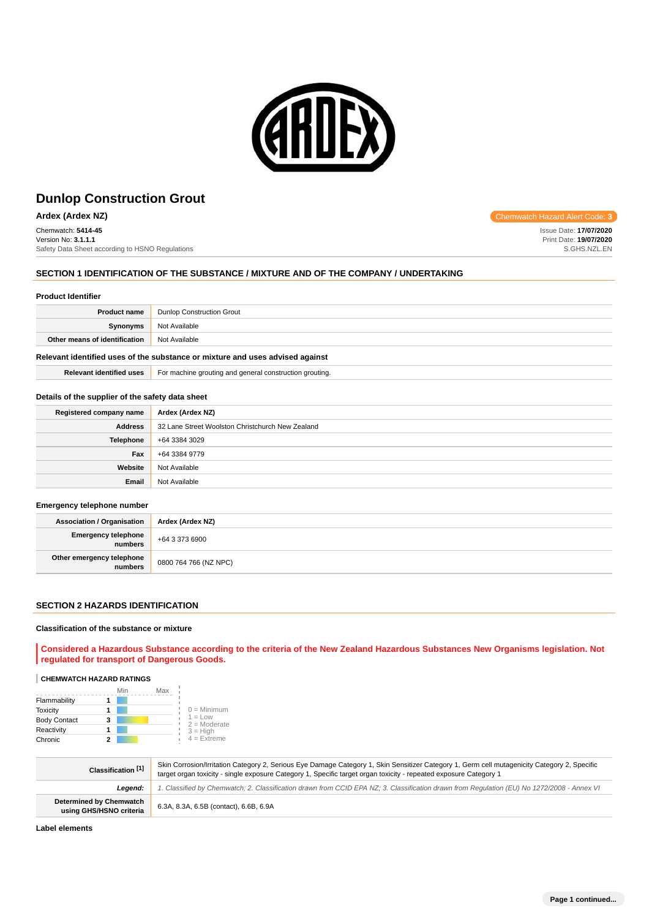# Dunlop Construction Grout

**Ardex (Ardex NZ)**

Chemwatch Hazard Alert Code: **3**

Chemwatch: **5414-45**
Version No: **3.1.1.1**
Safety Data Sheet according to HSNO Regulations

Issue Date: **17/07/2020**
Print Date: **19/07/2020**
S.GHS.NZL.EN

## SECTION 1 IDENTIFICATION OF THE SUBSTANCE / MIXTURE AND OF THE COMPANY / UNDERTAKING

### Product Identifier

| | |
|---|---|
| **Product name** | Dunlop Construction Grout |
| **Synonyms** | Not Available |
| **Other means of identification** | Not Available |

### Relevant identified uses of the substance or mixture and uses advised against

| | |
|---|---|
| **Relevant identified uses** | For machine grouting and general construction grouting. |

### Details of the supplier of the safety data sheet

| | |
|---|---|
| **Registered company name** | **Ardex (Ardex NZ)** |
| **Address** | 32 Lane Street Woolston Christchurch New Zealand |
| **Telephone** | +64 3384 3029 |
| **Fax** | +64 3384 9779 |
| **Website** | Not Available |
| **Email** | Not Available |

### Emergency telephone number

| | |
|---|---|
| **Association / Organisation** | **Ardex (Ardex NZ)** |
| **Emergency telephone numbers** | +64 3 373 6900 |
| **Other emergency telephone numbers** | 0800 764 766 (NZ NPC) |

## SECTION 2 HAZARDS IDENTIFICATION

### Classification of the substance or mixture

**Considered a Hazardous Substance according to the criteria of the New Zealand Hazardous Substances New Organisms legislation. Not regulated for transport of Dangerous Goods.**

**CHEMWATCH HAZARD RATINGS**

| | Rating |
|---|---|
| Flammability | 1 |
| Toxicity | 1 |
| Body Contact | 3 |
| Reactivity | 1 |
| Chronic | 2 |

0 = Minimum
1 = Low
2 = Moderate
3 = High
4 = Extreme

| | |
|---|---|
| **Classification [1]** | Skin Corrosion/Irritation Category 2, Serious Eye Damage Category 1, Skin Sensitizer Category 1, Germ cell mutagenicity Category 2, Specific target organ toxicity - single exposure Category 1, Specific target organ toxicity - repeated exposure Category 1 |
| ***Legend:*** | *1. Classified by Chemwatch; 2. Classification drawn from CCID EPA NZ; 3. Classification drawn from Regulation (EU) No 1272/2008 - Annex VI* |
| **Determined by Chemwatch using GHS/HSNO criteria** | 6.3A, 8.3A, 6.5B (contact), 6.6B, 6.9A |

### Label elements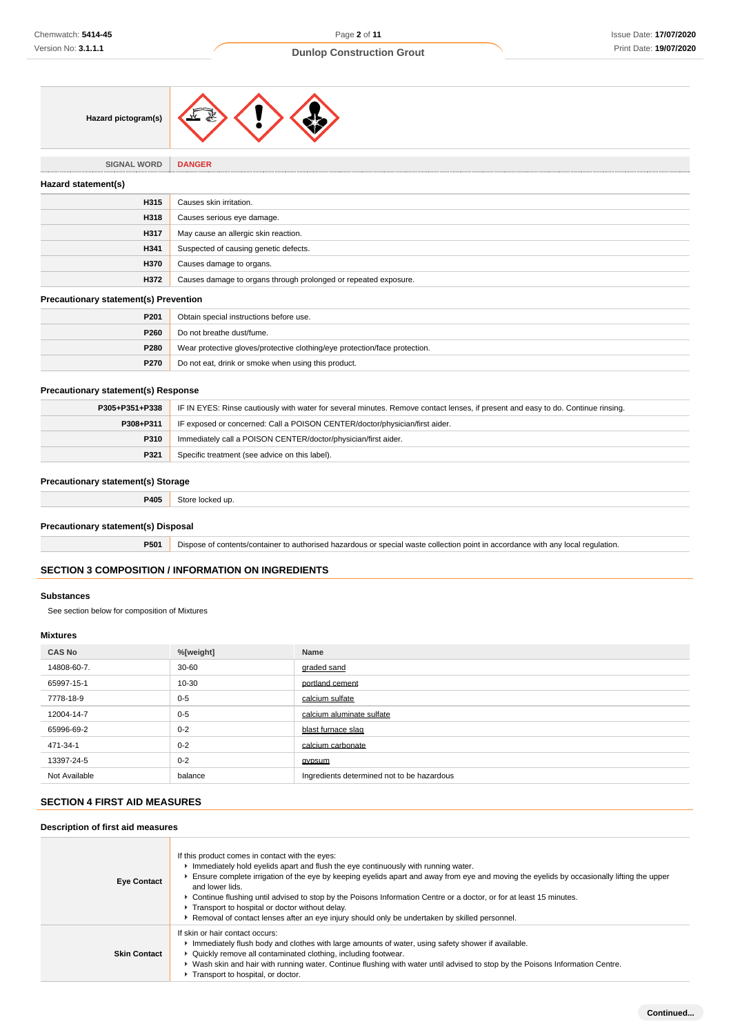| | |
|---|---|
| **Hazard pictogram(s)** | |
| **SIGNAL WORD** | **DANGER** |

### Hazard statement(s)

| | |
|---|---|
| **H315** | Causes skin irritation. |
| **H318** | Causes serious eye damage. |
| **H317** | May cause an allergic skin reaction. |
| **H341** | Suspected of causing genetic defects. |
| **H370** | Causes damage to organs. |
| **H372** | Causes damage to organs through prolonged or repeated exposure. |

### Precautionary statement(s) Prevention

| | |
|---|---|
| **P201** | Obtain special instructions before use. |
| **P260** | Do not breathe dust/fume. |
| **P280** | Wear protective gloves/protective clothing/eye protection/face protection. |
| **P270** | Do not eat, drink or smoke when using this product. |

### Precautionary statement(s) Response

| | |
|---|---|
| **P305+P351+P338** | IF IN EYES: Rinse cautiously with water for several minutes. Remove contact lenses, if present and easy to do. Continue rinsing. |
| **P308+P311** | IF exposed or concerned: Call a POISON CENTER/doctor/physician/first aider. |
| **P310** | Immediately call a POISON CENTER/doctor/physician/first aider. |
| **P321** | Specific treatment (see advice on this label). |

### Precautionary statement(s) Storage

| | |
|---|---|
| **P405** | Store locked up. |

### Precautionary statement(s) Disposal

| | |
|---|---|
| **P501** | Dispose of contents/container to authorised hazardous or special waste collection point in accordance with any local regulation. |

## SECTION 3 COMPOSITION / INFORMATION ON INGREDIENTS

### Substances

See section below for composition of Mixtures

### Mixtures

| CAS No | %[weight] | Name |
|---|---|---|
| 14808-60-7. | 30-60 | graded sand |
| 65997-15-1 | 10-30 | portland cement |
| 7778-18-9 | 0-5 | calcium sulfate |
| 12004-14-7 | 0-5 | calcium aluminate sulfate |
| 65996-69-2 | 0-2 | blast furnace slag |
| 471-34-1 | 0-2 | calcium carbonate |
| 13397-24-5 | 0-2 | gypsum |
| Not Available | balance | Ingredients determined not to be hazardous |

## SECTION 4 FIRST AID MEASURES

### Description of first aid measures

| | |
|---|---|
| **Eye Contact** | If this product comes in contact with the eyes:<br>▸ Immediately hold eyelids apart and flush the eye continuously with running water.<br>▸ Ensure complete irrigation of the eye by keeping eyelids apart and away from eye and moving the eyelids by occasionally lifting the upper and lower lids.<br>▸ Continue flushing until advised to stop by the Poisons Information Centre or a doctor, or for at least 15 minutes.<br>▸ Transport to hospital or doctor without delay.<br>▸ Removal of contact lenses after an eye injury should only be undertaken by skilled personnel. |
| **Skin Contact** | If skin or hair contact occurs:<br>▸ Immediately flush body and clothes with large amounts of water, using safety shower if available.<br>▸ Quickly remove all contaminated clothing, including footwear.<br>▸ Wash skin and hair with running water. Continue flushing with water until advised to stop by the Poisons Information Centre.<br>▸ Transport to hospital, or doctor. |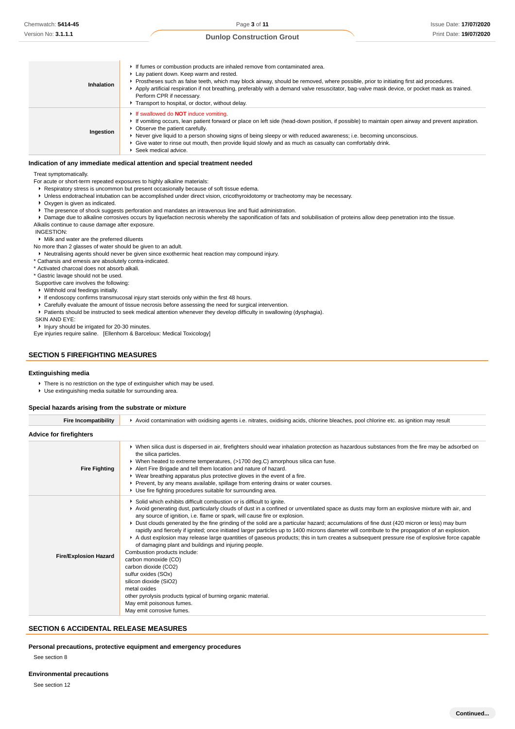| | |
|---|---|
| **Inhalation** | ▸ If fumes or combustion products are inhaled remove from contaminated area.<br>▸ Lay patient down. Keep warm and rested.<br>▸ Prostheses such as false teeth, which may block airway, should be removed, where possible, prior to initiating first aid procedures.<br>▸ Apply artificial respiration if not breathing, preferably with a demand valve resuscitator, bag-valve mask device, or pocket mask as trained. Perform CPR if necessary.<br>▸ Transport to hospital, or doctor, without delay. |
| **Ingestion** | ▸ If swallowed do **NOT** induce vomiting.<br>▸ If vomiting occurs, lean patient forward or place on left side (head-down position, if possible) to maintain open airway and prevent aspiration.<br>▸ Observe the patient carefully.<br>▸ Never give liquid to a person showing signs of being sleepy or with reduced awareness; i.e. becoming unconscious.<br>▸ Give water to rinse out mouth, then provide liquid slowly and as much as casualty can comfortably drink.<br>▸ Seek medical advice. |

### Indication of any immediate medical attention and special treatment needed

Treat symptomatically.
For acute or short-term repeated exposures to highly alkaline materials:

- Respiratory stress is uncommon but present occasionally because of soft tissue edema.
- Unless endotracheal intubation can be accomplished under direct vision, cricothyroidotomy or tracheotomy may be necessary.
- Oxygen is given as indicated.
- The presence of shock suggests perforation and mandates an intravenous line and fluid administration.
- Damage due to alkaline corrosives occurs by liquefaction necrosis whereby the saponification of fats and solubilisation of proteins allow deep penetration into the tissue.

Alkalis continue to cause damage after exposure.
INGESTION:

- Milk and water are the preferred diluents

No more than 2 glasses of water should be given to an adult.

- Neutralising agents should never be given since exothermic heat reaction may compound injury.

* Catharsis and emesis are absolutely contra-indicated.
* Activated charcoal does not absorb alkali.
* Gastric lavage should not be used.

Supportive care involves the following:

- Withhold oral feedings initially.
- If endoscopy confirms transmucosal injury start steroids only within the first 48 hours.
- Carefully evaluate the amount of tissue necrosis before assessing the need for surgical intervention.
- Patients should be instructed to seek medical attention whenever they develop difficulty in swallowing (dysphagia).

SKIN AND EYE:

- Injury should be irrigated for 20-30 minutes.

Eye injuries require saline. [Ellenhorn & Barceloux: Medical Toxicology]

## SECTION 5 FIREFIGHTING MEASURES

### Extinguishing media

- There is no restriction on the type of extinguisher which may be used.
- Use extinguishing media suitable for surrounding area.

### Special hazards arising from the substrate or mixture

| | |
|---|---|
| **Fire Incompatibility** | ▸ Avoid contamination with oxidising agents i.e. nitrates, oxidising acids, chlorine bleaches, pool chlorine etc. as ignition may result |

### Advice for firefighters

| | |
|---|---|
| **Fire Fighting** | ▸ When silica dust is dispersed in air, firefighters should wear inhalation protection as hazardous substances from the fire may be adsorbed on the silica particles.<br>▸ When heated to extreme temperatures, (>1700 deg.C) amorphous silica can fuse.<br>▸ Alert Fire Brigade and tell them location and nature of hazard.<br>▸ Wear breathing apparatus plus protective gloves in the event of a fire.<br>▸ Prevent, by any means available, spillage from entering drains or water courses.<br>▸ Use fire fighting procedures suitable for surrounding area. |
| **Fire/Explosion Hazard** | ▸ Solid which exhibits difficult combustion or is difficult to ignite.<br>▸ Avoid generating dust, particularly clouds of dust in a confined or unventilated space as dusts may form an explosive mixture with air, and any source of ignition, i.e. flame or spark, will cause fire or explosion.<br>▸ Dust clouds generated by the fine grinding of the solid are a particular hazard; accumulations of fine dust (420 micron or less) may burn rapidly and fiercely if ignited; once initiated larger particles up to 1400 microns diameter will contribute to the propagation of an explosion.<br>▸ A dust explosion may release large quantities of gaseous products; this in turn creates a subsequent pressure rise of explosive force capable of damaging plant and buildings and injuring people.<br>Combustion products include:<br>carbon monoxide (CO)<br>carbon dioxide ($CO_2$)<br>sulfur oxides ($SO_x$)<br>silicon dioxide ($SiO_2$)<br>metal oxides<br>other pyrolysis products typical of burning organic material.<br>May emit poisonous fumes.<br>May emit corrosive fumes. |

## SECTION 6 ACCIDENTAL RELEASE MEASURES

### Personal precautions, protective equipment and emergency procedures

See section 8

### Environmental precautions

See section 12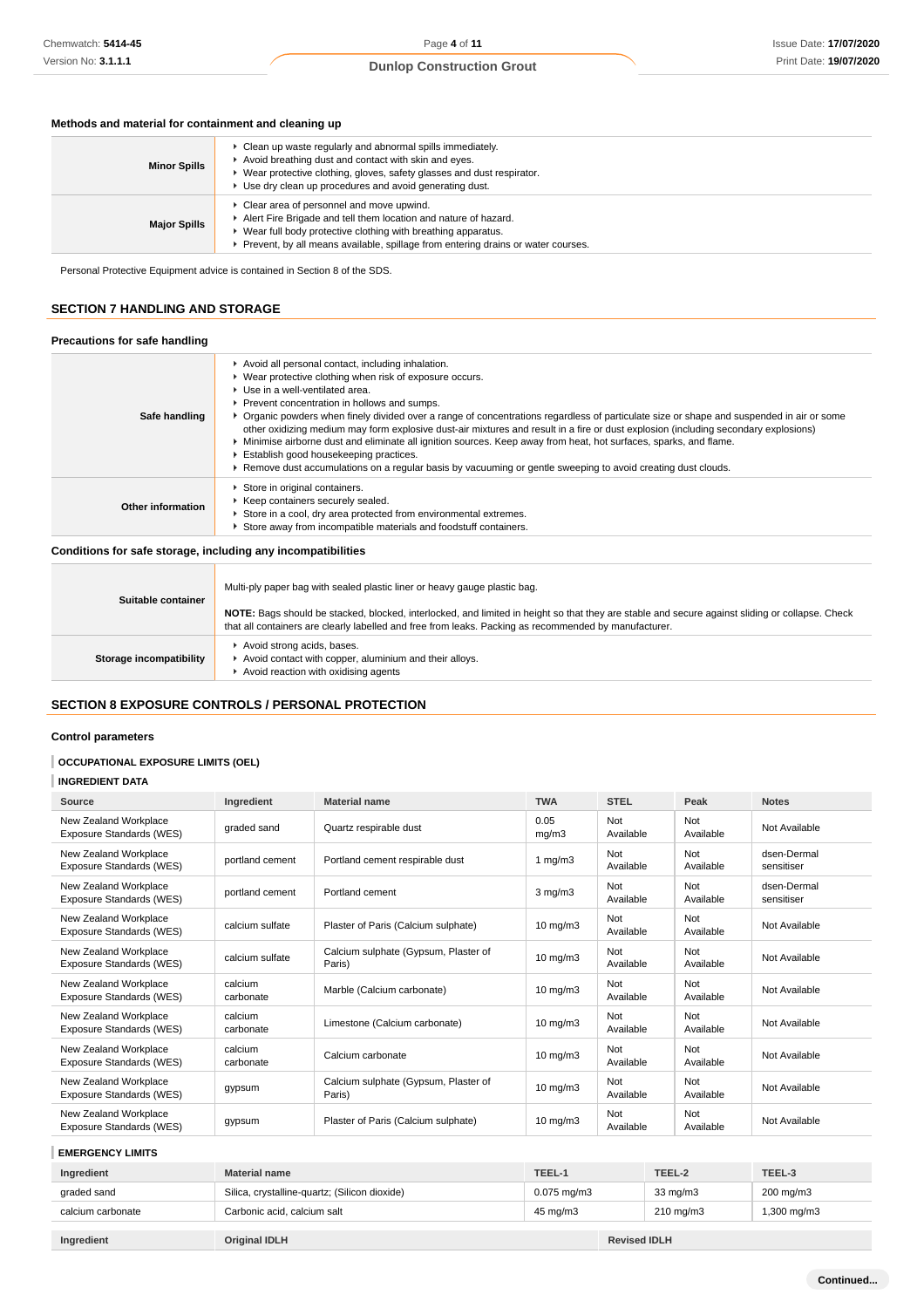### Methods and material for containment and cleaning up

| | |
|---|---|
| **Minor Spills** | ▸ Clean up waste regularly and abnormal spills immediately.<br>▸ Avoid breathing dust and contact with skin and eyes.<br>▸ Wear protective clothing, gloves, safety glasses and dust respirator.<br>▸ Use dry clean up procedures and avoid generating dust. |
| **Major Spills** | ▸ Clear area of personnel and move upwind.<br>▸ Alert Fire Brigade and tell them location and nature of hazard.<br>▸ Wear full body protective clothing with breathing apparatus.<br>▸ Prevent, by all means available, spillage from entering drains or water courses. |

Personal Protective Equipment advice is contained in Section 8 of the SDS.

## SECTION 7 HANDLING AND STORAGE

### Precautions for safe handling

| | |
|---|---|
| **Safe handling** | ▸ Avoid all personal contact, including inhalation.<br>▸ Wear protective clothing when risk of exposure occurs.<br>▸ Use in a well-ventilated area.<br>▸ Prevent concentration in hollows and sumps.<br>▸ Organic powders when finely divided over a range of concentrations regardless of particulate size or shape and suspended in air or some other oxidizing medium may form explosive dust-air mixtures and result in a fire or dust explosion (including secondary explosions)<br>▸ Minimise airborne dust and eliminate all ignition sources. Keep away from heat, hot surfaces, sparks, and flame.<br>▸ Establish good housekeeping practices.<br>▸ Remove dust accumulations on a regular basis by vacuuming or gentle sweeping to avoid creating dust clouds. |
| **Other information** | ▸ Store in original containers.<br>▸ Keep containers securely sealed.<br>▸ Store in a cool, dry area protected from environmental extremes.<br>▸ Store away from incompatible materials and foodstuff containers. |

### Conditions for safe storage, including any incompatibilities

| | |
|---|---|
| **Suitable container** | Multi-ply paper bag with sealed plastic liner or heavy gauge plastic bag.<br><br>**NOTE:** Bags should be stacked, blocked, interlocked, and limited in height so that they are stable and secure against sliding or collapse. Check that all containers are clearly labelled and free from leaks. Packing as recommended by manufacturer. |
| **Storage incompatibility** | ▸ Avoid strong acids, bases.<br>▸ Avoid contact with copper, aluminium and their alloys.<br>▸ Avoid reaction with oxidising agents |

## SECTION 8 EXPOSURE CONTROLS / PERSONAL PROTECTION

### Control parameters

#### OCCUPATIONAL EXPOSURE LIMITS (OEL)

#### INGREDIENT DATA

| Source | Ingredient | Material name | TWA | STEL | Peak | Notes |
|---|---|---|---|---|---|---|
| New Zealand Workplace Exposure Standards (WES) | graded sand | Quartz respirable dust | 0.05 mg/m3 | Not Available | Not Available | Not Available |
| New Zealand Workplace Exposure Standards (WES) | portland cement | Portland cement respirable dust | 1 mg/m3 | Not Available | Not Available | dsen-Dermal sensitiser |
| New Zealand Workplace Exposure Standards (WES) | portland cement | Portland cement | 3 mg/m3 | Not Available | Not Available | dsen-Dermal sensitiser |
| New Zealand Workplace Exposure Standards (WES) | calcium sulfate | Plaster of Paris (Calcium sulphate) | 10 mg/m3 | Not Available | Not Available | Not Available |
| New Zealand Workplace Exposure Standards (WES) | calcium sulfate | Calcium sulphate (Gypsum, Plaster of Paris) | 10 mg/m3 | Not Available | Not Available | Not Available |
| New Zealand Workplace Exposure Standards (WES) | calcium carbonate | Marble (Calcium carbonate) | 10 mg/m3 | Not Available | Not Available | Not Available |
| New Zealand Workplace Exposure Standards (WES) | calcium carbonate | Limestone (Calcium carbonate) | 10 mg/m3 | Not Available | Not Available | Not Available |
| New Zealand Workplace Exposure Standards (WES) | calcium carbonate | Calcium carbonate | 10 mg/m3 | Not Available | Not Available | Not Available |
| New Zealand Workplace Exposure Standards (WES) | gypsum | Calcium sulphate (Gypsum, Plaster of Paris) | 10 mg/m3 | Not Available | Not Available | Not Available |
| New Zealand Workplace Exposure Standards (WES) | gypsum | Plaster of Paris (Calcium sulphate) | 10 mg/m3 | Not Available | Not Available | Not Available |

#### EMERGENCY LIMITS

| Ingredient | Material name | TEEL-1 | TEEL-2 | TEEL-3 |
|---|---|---|---|---|
| graded sand | Silica, crystalline-quartz; (Silicon dioxide) | 0.075 mg/m3 | 33 mg/m3 | 200 mg/m3 |
| calcium carbonate | Carbonic acid, calcium salt | 45 mg/m3 | 210 mg/m3 | 1,300 mg/m3 |

| Ingredient | Original IDLH | Revised IDLH |
|---|---|---|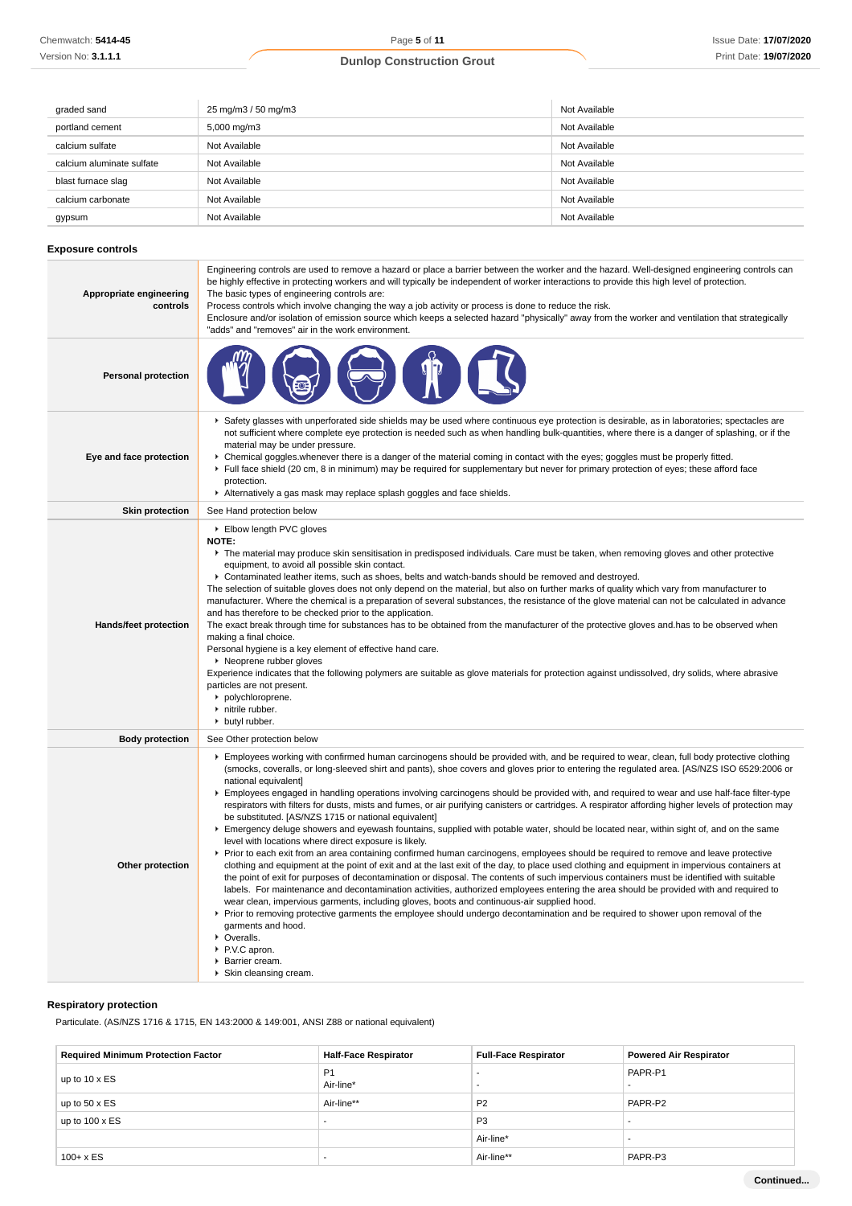| | | |
|---|---|---|
| graded sand | 25 mg/m3 / 50 mg/m3 | Not Available |
| portland cement | 5,000 mg/m3 | Not Available |
| calcium sulfate | Not Available | Not Available |
| calcium aluminate sulfate | Not Available | Not Available |
| blast furnace slag | Not Available | Not Available |
| calcium carbonate | Not Available | Not Available |
| gypsum | Not Available | Not Available |

### Exposure controls

| | |
|---|---|
| **Appropriate engineering controls** | Engineering controls are used to remove a hazard or place a barrier between the worker and the hazard. Well-designed engineering controls can be highly effective in protecting workers and will typically be independent of worker interactions to provide this high level of protection.<br>The basic types of engineering controls are:<br>Process controls which involve changing the way a job activity or process is done to reduce the risk.<br>Enclosure and/or isolation of emission source which keeps a selected hazard "physically" away from the worker and ventilation that strategically "adds" and "removes" air in the work environment. |
| **Personal protection** | |
| **Eye and face protection** | ▸ Safety glasses with unperforated side shields may be used where continuous eye protection is desirable, as in laboratories; spectacles are not sufficient where complete eye protection is needed such as when handling bulk-quantities, where there is a danger of splashing, or if the material may be under pressure.<br>▸ Chemical goggles.whenever there is a danger of the material coming in contact with the eyes; goggles must be properly fitted.<br>▸ Full face shield (20 cm, 8 in minimum) may be required for supplementary but never for primary protection of eyes; these afford face protection.<br>▸ Alternatively a gas mask may replace splash goggles and face shields. |
| **Skin protection** | See Hand protection below |
| **Hands/feet protection** | ▸ Elbow length PVC gloves<br>**NOTE:**<br>▸ The material may produce skin sensitisation in predisposed individuals. Care must be taken, when removing gloves and other protective equipment, to avoid all possible skin contact.<br>▸ Contaminated leather items, such as shoes, belts and watch-bands should be removed and destroyed.<br>The selection of suitable gloves does not only depend on the material, but also on further marks of quality which vary from manufacturer to manufacturer. Where the chemical is a preparation of several substances, the resistance of the glove material can not be calculated in advance and has therefore to be checked prior to the application.<br>The exact break through time for substances has to be obtained from the manufacturer of the protective gloves and.has to be observed when making a final choice.<br>Personal hygiene is a key element of effective hand care.<br>▸ Neoprene rubber gloves<br>Experience indicates that the following polymers are suitable as glove materials for protection against undissolved, dry solids, where abrasive particles are not present.<br>▸ polychloroprene.<br>▸ nitrile rubber.<br>▸ butyl rubber. |
| **Body protection** | See Other protection below |
| **Other protection** | ▸ Employees working with confirmed human carcinogens should be provided with, and be required to wear, clean, full body protective clothing (smocks, coveralls, or long-sleeved shirt and pants), shoe covers and gloves prior to entering the regulated area. [AS/NZS ISO 6529:2006 or national equivalent]<br>▸ Employees engaged in handling operations involving carcinogens should be provided with, and required to wear and use half-face filter-type respirators with filters for dusts, mists and fumes, or air purifying canisters or cartridges. A respirator affording higher levels of protection may be substituted. [AS/NZS 1715 or national equivalent]<br>▸ Emergency deluge showers and eyewash fountains, supplied with potable water, should be located near, within sight of, and on the same level with locations where direct exposure is likely.<br>▸ Prior to each exit from an area containing confirmed human carcinogens, employees should be required to remove and leave protective clothing and equipment at the point of exit and at the last exit of the day, to place used clothing and equipment in impervious containers at the point of exit for purposes of decontamination or disposal. The contents of such impervious containers must be identified with suitable labels. For maintenance and decontamination activities, authorized employees entering the area should be provided with and required to wear clean, impervious garments, including gloves, boots and continuous-air supplied hood.<br>▸ Prior to removing protective garments the employee should undergo decontamination and be required to shower upon removal of the garments and hood.<br>▸ Overalls.<br>▸ P.V.C apron.<br>▸ Barrier cream.<br>▸ Skin cleansing cream. |

### Respiratory protection

Particulate. (AS/NZS 1716 & 1715, EN 143:2000 & 149:001, ANSI Z88 or national equivalent)

| Required Minimum Protection Factor | Half-Face Respirator | Full-Face Respirator | Powered Air Respirator |
|---|---|---|---|
| up to 10 x ES | P1<br>Air-line* | -<br>- | PAPR-P1<br>- |
| up to 50 x ES | Air-line** | P2 | PAPR-P2 |
| up to 100 x ES | - | P3 | - |
| | | Air-line* | - |
| 100+ x ES | - | Air-line** | PAPR-P3 |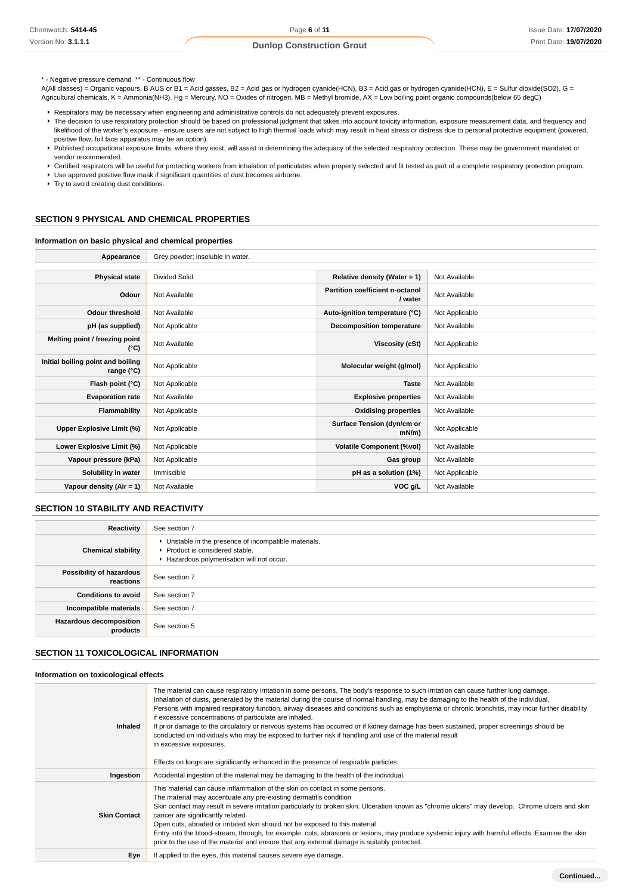* - Negative pressure demand ** - Continuous flow
A(All classes) = Organic vapours, B AUS or B1 = Acid gasses, B2 = Acid gas or hydrogen cyanide(HCN), B3 = Acid gas or hydrogen cyanide(HCN), E = Sulfur dioxide(SO2), G = Agricultural chemicals, K = Ammonia(NH3), Hg = Mercury, NO = Oxides of nitrogen, MB = Methyl bromide, AX = Low boiling point organic compounds(below 65 degC)

- Respirators may be necessary when engineering and administrative controls do not adequately prevent exposures.
- The decision to use respiratory protection should be based on professional judgment that takes into account toxicity information, exposure measurement data, and frequency and likelihood of the worker's exposure - ensure users are not subject to high thermal loads which may result in heat stress or distress due to personal protective equipment (powered, positive flow, full face apparatus may be an option).
- Published occupational exposure limits, where they exist, will assist in determining the adequacy of the selected respiratory protection. These may be government mandated or vendor recommended.
- Certified respirators will be useful for protecting workers from inhalation of particulates when properly selected and fit tested as part of a complete respiratory protection program.
- Use approved positive flow mask if significant quantities of dust becomes airborne.
- Try to avoid creating dust conditions.

## SECTION 9 PHYSICAL AND CHEMICAL PROPERTIES

### Information on basic physical and chemical properties

| Appearance | Grey powder; insoluble in water. | | |
|---|---|---|---|
| **Physical state** | Divided Solid | **Relative density (Water = 1)** | Not Available |
| **Odour** | Not Available | **Partition coefficient n-octanol / water** | Not Available |
| **Odour threshold** | Not Available | **Auto-ignition temperature (°C)** | Not Applicable |
| **pH (as supplied)** | Not Applicable | **Decomposition temperature** | Not Available |
| **Melting point / freezing point (°C)** | Not Available | **Viscosity (cSt)** | Not Applicable |
| **Initial boiling point and boiling range (°C)** | Not Applicable | **Molecular weight (g/mol)** | Not Applicable |
| **Flash point (°C)** | Not Applicable | **Taste** | Not Available |
| **Evaporation rate** | Not Available | **Explosive properties** | Not Available |
| **Flammability** | Not Applicable | **Oxidising properties** | Not Available |
| **Upper Explosive Limit (%)** | Not Applicable | **Surface Tension (dyn/cm or mN/m)** | Not Applicable |
| **Lower Explosive Limit (%)** | Not Applicable | **Volatile Component (%vol)** | Not Available |
| **Vapour pressure (kPa)** | Not Applicable | **Gas group** | Not Available |
| **Solubility in water** | Immiscible | **pH as a solution (1%)** | Not Applicable |
| **Vapour density (Air = 1)** | Not Available | **VOC g/L** | Not Available |

## SECTION 10 STABILITY AND REACTIVITY

| **Reactivity** | See section 7 |
|---|---|
| **Chemical stability** | Unstable in the presence of incompatible materials.<br>Product is considered stable.<br>Hazardous polymerisation will not occur. |
| **Possibility of hazardous reactions** | See section 7 |
| **Conditions to avoid** | See section 7 |
| **Incompatible materials** | See section 7 |
| **Hazardous decomposition products** | See section 5 |

## SECTION 11 TOXICOLOGICAL INFORMATION

### Information on toxicological effects

| **Inhaled** | The material can cause respiratory irritation in some persons. The body's response to such irritation can cause further lung damage.<br>Inhalation of dusts, generated by the material during the course of normal handling, may be damaging to the health of the individual.<br>Persons with impaired respiratory function, airway diseases and conditions such as emphysema or chronic bronchitis, may incur further disability if excessive concentrations of particulate are inhaled.<br>If prior damage to the circulatory or nervous systems has occurred or if kidney damage has been sustained, proper screenings should be conducted on individuals who may be exposed to further risk if handling and use of the material result in excessive exposures.<br><br>Effects on lungs are significantly enhanced in the presence of respirable particles. |
|---|---|
| **Ingestion** | Accidental ingestion of the material may be damaging to the health of the individual. |
| **Skin Contact** | This material can cause inflammation of the skin on contact in some persons.<br>The material may accentuate any pre-existing dermatitis condition<br>Skin contact may result in severe irritation particularly to broken skin. Ulceration known as "chrome ulcers" may develop. Chrome ulcers and skin cancer are significantly related.<br>Open cuts, abraded or irritated skin should not be exposed to this material<br>Entry into the blood-stream, through, for example, cuts, abrasions or lesions, may produce systemic injury with harmful effects. Examine the skin prior to the use of the material and ensure that any external damage is suitably protected. |
| **Eye** | If applied to the eyes, this material causes severe eye damage. |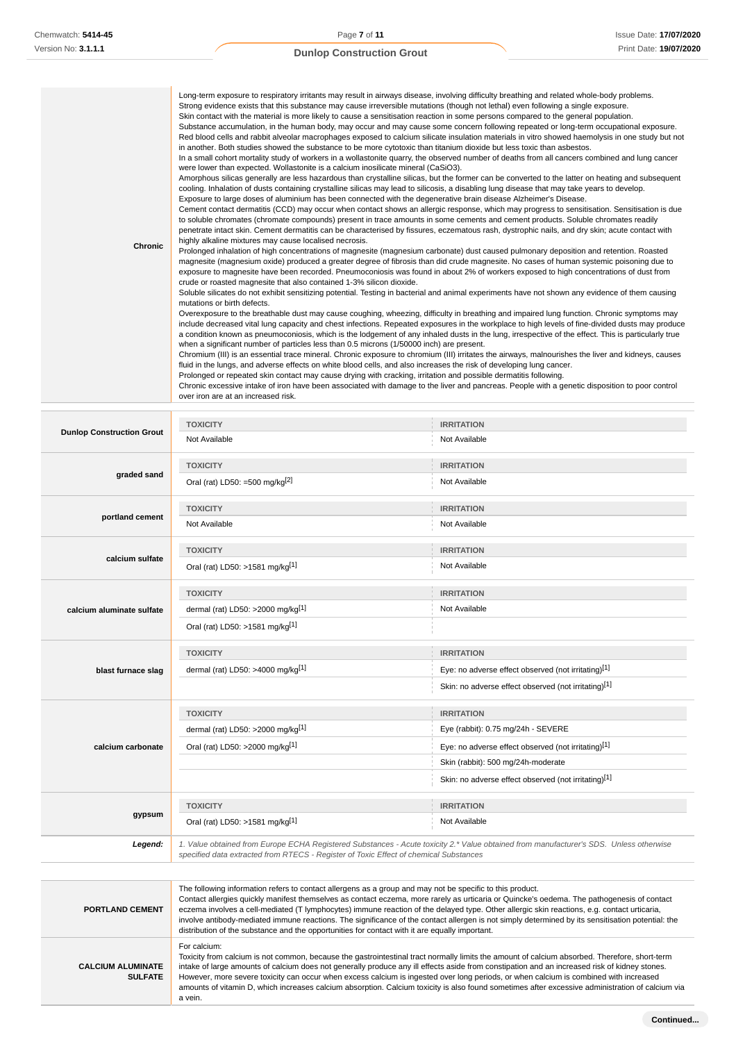| | |
|---|---|
| **Chronic** | Long-term exposure to respiratory irritants may result in airways disease, involving difficulty breathing and related whole-body problems.<br>Strong evidence exists that this substance may cause irreversible mutations (though not lethal) even following a single exposure.<br>Skin contact with the material is more likely to cause a sensitisation reaction in some persons compared to the general population.<br>Substance accumulation, in the human body, may occur and may cause some concern following repeated or long-term occupational exposure.<br>Red blood cells and rabbit alveolar macrophages exposed to calcium silicate insulation materials in vitro showed haemolysis in one study but not in another. Both studies showed the substance to be more cytotoxic than titanium dioxide but less toxic than asbestos.<br>In a small cohort mortality study of workers in a wollastonite quarry, the observed number of deaths from all cancers combined and lung cancer were lower than expected. Wollastonite is a calcium inosilicate mineral ($CaSiO_3$).<br>Amorphous silicas generally are less hazardous than crystalline silicas, but the former can be converted to the latter on heating and subsequent cooling. Inhalation of dusts containing crystalline silicas may lead to silicosis, a disabling lung disease that may take years to develop.<br>Exposure to large doses of aluminium has been connected with the degenerative brain disease Alzheimer's Disease.<br>Cement contact dermatitis (CCD) may occur when contact shows an allergic response, which may progress to sensitisation. Sensitisation is due to soluble chromates (chromate compounds) present in trace amounts in some cements and cement products. Soluble chromates readily penetrate intact skin. Cement dermatitis can be characterised by fissures, eczematous rash, dystrophic nails, and dry skin; acute contact with highly alkaline mixtures may cause localised necrosis.<br>Prolonged inhalation of high concentrations of magnesite (magnesium carbonate) dust caused pulmonary deposition and retention. Roasted magnesite (magnesium oxide) produced a greater degree of fibrosis than did crude magnesite. No cases of human systemic poisoning due to exposure to magnesite have been recorded. Pneumoconiosis was found in about 2% of workers exposed to high concentrations of dust from crude or roasted magnesite that also contained 1-3% silicon dioxide.<br>Soluble silicates do not exhibit sensitizing potential. Testing in bacterial and animal experiments have not shown any evidence of them causing mutations or birth defects.<br>Overexposure to the breathable dust may cause coughing, wheezing, difficulty in breathing and impaired lung function. Chronic symptoms may include decreased vital lung capacity and chest infections. Repeated exposures in the workplace to high levels of fine-divided dusts may produce a condition known as pneumoconiosis, which is the lodgement of any inhaled dusts in the lung, irrespective of the effect. This is particularly true when a significant number of particles less than 0.5 microns (1/50000 inch) are present.<br>Chromium (III) is an essential trace mineral. Chronic exposure to chromium (III) irritates the airways, malnourishes the liver and kidneys, causes fluid in the lungs, and adverse effects on white blood cells, and also increases the risk of developing lung cancer.<br>Prolonged or repeated skin contact may cause drying with cracking, irritation and possible dermatitis following.<br>Chronic excessive intake of iron have been associated with damage to the liver and pancreas. People with a genetic disposition to poor control over iron are at an increased risk. |

| | TOXICITY | IRRITATION |
|---|---|---|
| **Dunlop Construction Grout** | Not Available | Not Available |
| **graded sand** | Oral (rat) LD50: =500 mg/kg[2] | Not Available |
| **portland cement** | Not Available | Not Available |
| **calcium sulfate** | Oral (rat) LD50: >1581 mg/kg[1] | Not Available |
| **calcium aluminate sulfate** | dermal (rat) LD50: >2000 mg/kg[1] | Not Available |
| | Oral (rat) LD50: >1581 mg/kg[1] | |
| **blast furnace slag** | dermal (rat) LD50: >4000 mg/kg[1] | Eye: no adverse effect observed (not irritating)[1] |
| | | Skin: no adverse effect observed (not irritating)[1] |
| **calcium carbonate** | dermal (rat) LD50: >2000 mg/kg[1] | Eye (rabbit): 0.75 mg/24h - SEVERE |
| | Oral (rat) LD50: >2000 mg/kg[1] | Eye: no adverse effect observed (not irritating)[1] |
| | | Skin (rabbit): 500 mg/24h-moderate |
| | | Skin: no adverse effect observed (not irritating)[1] |
| **gypsum** | Oral (rat) LD50: >1581 mg/kg[1] | Not Available |
| ***Legend:*** | *1. Value obtained from Europe ECHA Registered Substances - Acute toxicity 2.\* Value obtained from manufacturer's SDS. Unless otherwise specified data extracted from RTECS - Register of Toxic Effect of chemical Substances* | |

| | |
|---|---|
| **PORTLAND CEMENT** | The following information refers to contact allergens as a group and may not be specific to this product.<br>Contact allergies quickly manifest themselves as contact eczema, more rarely as urticaria or Quincke's oedema. The pathogenesis of contact eczema involves a cell-mediated (T lymphocytes) immune reaction of the delayed type. Other allergic skin reactions, e.g. contact urticaria, involve antibody-mediated immune reactions. The significance of the contact allergen is not simply determined by its sensitisation potential: the distribution of the substance and the opportunities for contact with it are equally important. |
| **CALCIUM ALUMINATE SULFATE** | For calcium:<br>Toxicity from calcium is not common, because the gastrointestinal tract normally limits the amount of calcium absorbed. Therefore, short-term intake of large amounts of calcium does not generally produce any ill effects aside from constipation and an increased risk of kidney stones. However, more severe toxicity can occur when excess calcium is ingested over long periods, or when calcium is combined with increased amounts of vitamin D, which increases calcium absorption. Calcium toxicity is also found sometimes after excessive administration of calcium via a vein. |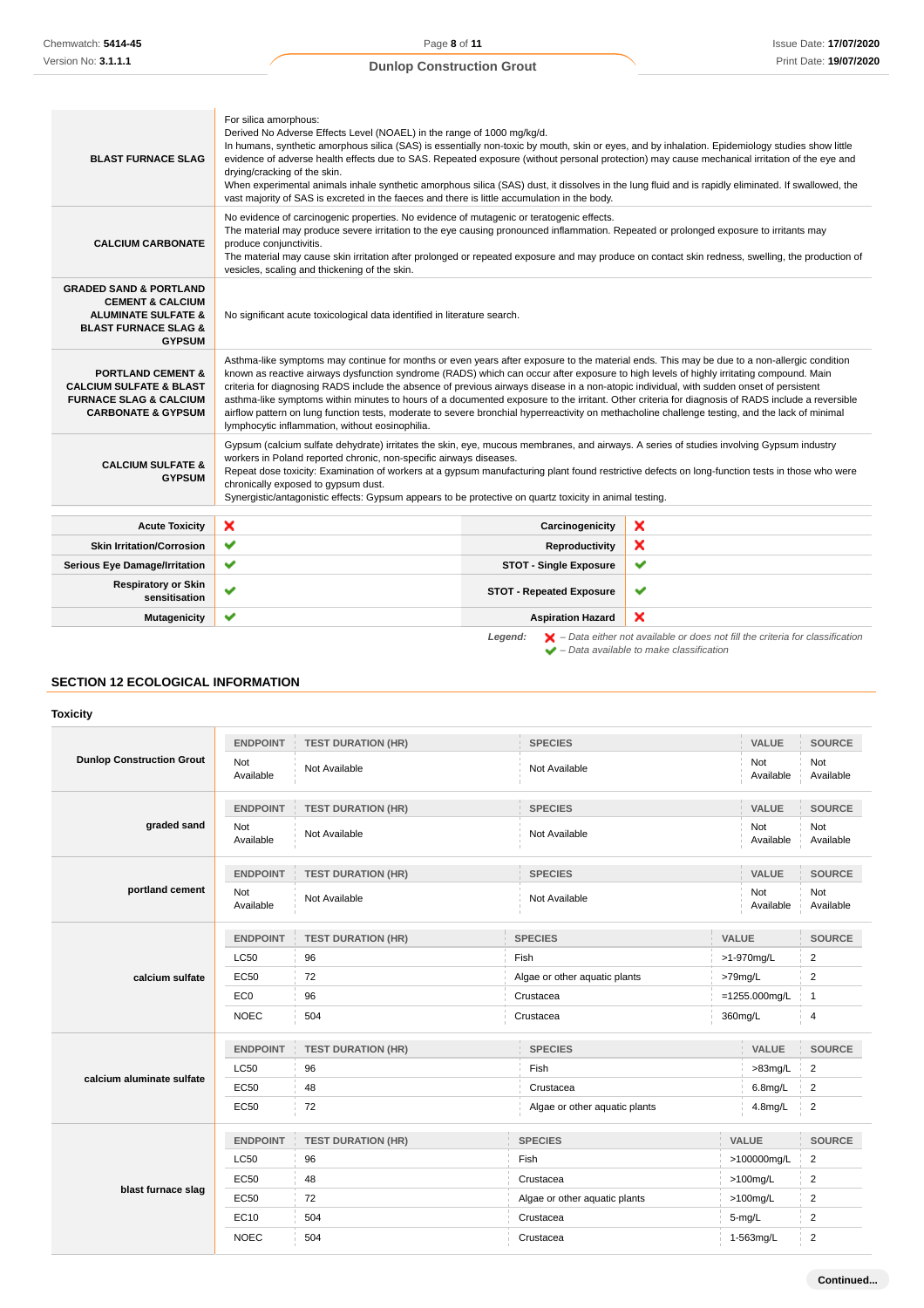| | |
|---|---|
| **BLAST FURNACE SLAG** | For silica amorphous:<br>Derived No Adverse Effects Level (NOAEL) in the range of 1000 mg/kg/d.<br>In humans, synthetic amorphous silica (SAS) is essentially non-toxic by mouth, skin or eyes, and by inhalation. Epidemiology studies show little evidence of adverse health effects due to SAS. Repeated exposure (without personal protection) may cause mechanical irritation of the eye and drying/cracking of the skin.<br>When experimental animals inhale synthetic amorphous silica (SAS) dust, it dissolves in the lung fluid and is rapidly eliminated. If swallowed, the vast majority of SAS is excreted in the faeces and there is little accumulation in the body. |
| **CALCIUM CARBONATE** | No evidence of carcinogenic properties. No evidence of mutagenic or teratogenic effects.<br>The material may produce severe irritation to the eye causing pronounced inflammation. Repeated or prolonged exposure to irritants may produce conjunctivitis.<br>The material may cause skin irritation after prolonged or repeated exposure and may produce on contact skin redness, swelling, the production of vesicles, scaling and thickening of the skin. |
| **GRADED SAND & PORTLAND CEMENT & CALCIUM ALUMINATE SULFATE & BLAST FURNACE SLAG & GYPSUM** | No significant acute toxicological data identified in literature search. |
| **PORTLAND CEMENT & CALCIUM SULFATE & BLAST FURNACE SLAG & CALCIUM CARBONATE & GYPSUM** | Asthma-like symptoms may continue for months or even years after exposure to the material ends. This may be due to a non-allergic condition known as reactive airways dysfunction syndrome (RADS) which can occur after exposure to high levels of highly irritating compound. Main criteria for diagnosing RADS include the absence of previous airways disease in a non-atopic individual, with sudden onset of persistent asthma-like symptoms within minutes to hours of a documented exposure to the irritant. Other criteria for diagnosis of RADS include a reversible airflow pattern on lung function tests, moderate to severe bronchial hyperreactivity on methacholine challenge testing, and the lack of minimal lymphocytic inflammation, without eosinophilia. |
| **CALCIUM SULFATE & GYPSUM** | Gypsum (calcium sulfate dehydrate) irritates the skin, eye, mucous membranes, and airways. A series of studies involving Gypsum industry workers in Poland reported chronic, non-specific airways diseases.<br>Repeat dose toxicity: Examination of workers at a gypsum manufacturing plant found restrictive defects on long-function tests in those who were chronically exposed to gypsum dust.<br>Synergistic/antagonistic effects: Gypsum appears to be protective on quartz toxicity in animal testing. |

| | | | |
|---|---|---|---|
| **Acute Toxicity** | ❌ | **Carcinogenicity** | ❌ |
| **Skin Irritation/Corrosion** | ✔ | **Reproductivity** | ❌ |
| **Serious Eye Damage/Irritation** | ✔ | **STOT - Single Exposure** | ✔ |
| **Respiratory or Skin sensitisation** | ✔ | **STOT - Repeated Exposure** | ✔ |
| **Mutagenicity** | ✔ | **Aspiration Hazard** | ❌ |

*Legend:* ❌ *– Data either not available or does not fill the criteria for classification*
✔ *– Data available to make classification*

## SECTION 12 ECOLOGICAL INFORMATION

### Toxicity

**Dunlop Construction Grout**

| ENDPOINT | TEST DURATION (HR) | SPECIES | VALUE | SOURCE |
|---|---|---|---|---|
| Not Available | Not Available | Not Available | Not Available | Not Available |

**graded sand**

| ENDPOINT | TEST DURATION (HR) | SPECIES | VALUE | SOURCE |
|---|---|---|---|---|
| Not Available | Not Available | Not Available | Not Available | Not Available |

**portland cement**

| ENDPOINT | TEST DURATION (HR) | SPECIES | VALUE | SOURCE |
|---|---|---|---|---|
| Not Available | Not Available | Not Available | Not Available | Not Available |

**calcium sulfate**

| ENDPOINT | TEST DURATION (HR) | SPECIES | VALUE | SOURCE |
|---|---|---|---|---|
| LC50 | 96 | Fish | >1-970mg/L | 2 |
| EC50 | 72 | Algae or other aquatic plants | >79mg/L | 2 |
| EC0 | 96 | Crustacea | =1255.000mg/L | 1 |
| NOEC | 504 | Crustacea | 360mg/L | 4 |

**calcium aluminate sulfate**

| ENDPOINT | TEST DURATION (HR) | SPECIES | VALUE | SOURCE |
|---|---|---|---|---|
| LC50 | 96 | Fish | >83mg/L | 2 |
| EC50 | 48 | Crustacea | 6.8mg/L | 2 |
| EC50 | 72 | Algae or other aquatic plants | 4.8mg/L | 2 |

**blast furnace slag**

| ENDPOINT | TEST DURATION (HR) | SPECIES | VALUE | SOURCE |
|---|---|---|---|---|
| LC50 | 96 | Fish | >100000mg/L | 2 |
| EC50 | 48 | Crustacea | >100mg/L | 2 |
| EC50 | 72 | Algae or other aquatic plants | >100mg/L | 2 |
| EC10 | 504 | Crustacea | 5-mg/L | 2 |
| NOEC | 504 | Crustacea | 1-563mg/L | 2 |

**Continued...**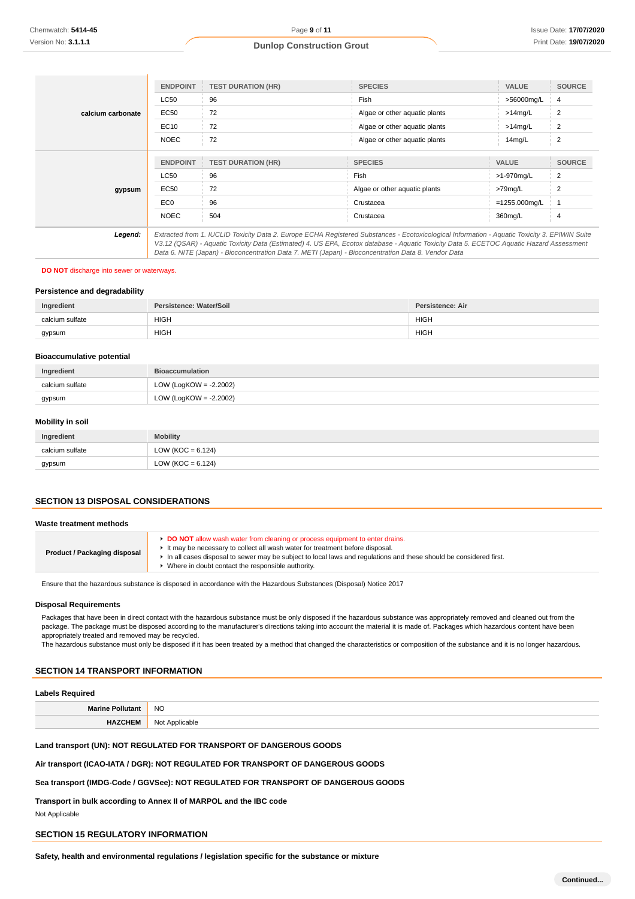| | ENDPOINT | TEST DURATION (HR) | SPECIES | VALUE | SOURCE |
|---|---|---|---|---|---|
| **calcium carbonate** | LC50 | 96 | Fish | >56000mg/L | 4 |
| | EC50 | 72 | Algae or other aquatic plants | >14mg/L | 2 |
| | EC10 | 72 | Algae or other aquatic plants | >14mg/L | 2 |
| | NOEC | 72 | Algae or other aquatic plants | 14mg/L | 2 |

| | ENDPOINT | TEST DURATION (HR) | SPECIES | VALUE | SOURCE |
|---|---|---|---|---|---|
| **gypsum** | LC50 | 96 | Fish | >1-970mg/L | 2 |
| | EC50 | 72 | Algae or other aquatic plants | >79mg/L | 2 |
| | EC0 | 96 | Crustacea | =1255.000mg/L | 1 |
| | NOEC | 504 | Crustacea | 360mg/L | 4 |

***Legend:*** *Extracted from 1. IUCLID Toxicity Data 2. Europe ECHA Registered Substances - Ecotoxicological Information - Aquatic Toxicity 3. EPIWIN Suite V3.12 (QSAR) - Aquatic Toxicity Data (Estimated) 4. US EPA, Ecotox database - Aquatic Toxicity Data 5. ECETOC Aquatic Hazard Assessment Data 6. NITE (Japan) - Bioconcentration Data 7. METI (Japan) - Bioconcentration Data 8. Vendor Data*

**DO NOT** discharge into sewer or waterways.

### Persistence and degradability

| Ingredient | Persistence: Water/Soil | Persistence: Air |
|---|---|---|
| calcium sulfate | HIGH | HIGH |
| gypsum | HIGH | HIGH |

### Bioaccumulative potential

| Ingredient | Bioaccumulation |
|---|---|
| calcium sulfate | LOW (LogKOW = -2.2002) |
| gypsum | LOW (LogKOW = -2.2002) |

### Mobility in soil

| Ingredient | Mobility |
|---|---|
| calcium sulfate | LOW (KOC = 6.124) |
| gypsum | LOW (KOC = 6.124) |

## SECTION 13 DISPOSAL CONSIDERATIONS

### Waste treatment methods

| | |
|---|---|
| **Product / Packaging disposal** | ▸ **DO NOT** allow wash water from cleaning or process equipment to enter drains.<br>▸ It may be necessary to collect all wash water for treatment before disposal.<br>▸ In all cases disposal to sewer may be subject to local laws and regulations and these should be considered first.<br>▸ Where in doubt contact the responsible authority. |

Ensure that the hazardous substance is disposed in accordance with the Hazardous Substances (Disposal) Notice 2017

### Disposal Requirements

Packages that have been in direct contact with the hazardous substance must be only disposed if the hazardous substance was appropriately removed and cleaned out from the package. The package must be disposed according to the manufacturer's directions taking into account the material it is made of. Packages which hazardous content have been appropriately treated and removed may be recycled.
The hazardous substance must only be disposed if it has been treated by a method that changed the characteristics or composition of the substance and it is no longer hazardous.

## SECTION 14 TRANSPORT INFORMATION

### Labels Required

| | |
|---|---|
| **Marine Pollutant** | NO |
| **HAZCHEM** | Not Applicable |

**Land transport (UN): NOT REGULATED FOR TRANSPORT OF DANGEROUS GOODS**

**Air transport (ICAO-IATA / DGR): NOT REGULATED FOR TRANSPORT OF DANGEROUS GOODS**

**Sea transport (IMDG-Code / GGVSee): NOT REGULATED FOR TRANSPORT OF DANGEROUS GOODS**

**Transport in bulk according to Annex II of MARPOL and the IBC code**

Not Applicable

## SECTION 15 REGULATORY INFORMATION

**Safety, health and environmental regulations / legislation specific for the substance or mixture**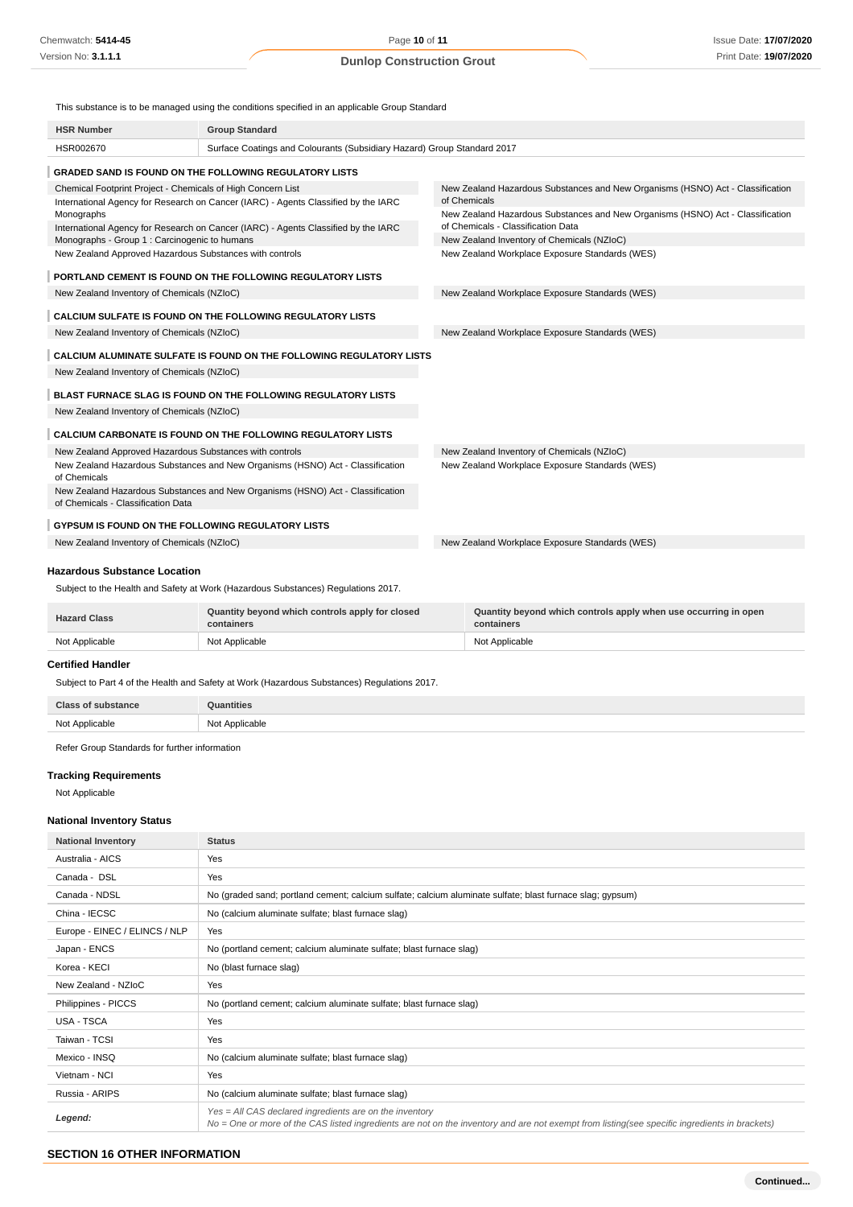This substance is to be managed using the conditions specified in an applicable Group Standard

| HSR Number | Group Standard |
|---|---|
| HSR002670 | Surface Coatings and Colourants (Subsidiary Hazard) Group Standard 2017 |

### GRADED SAND IS FOUND ON THE FOLLOWING REGULATORY LISTS

| | |
|---|---|
| Chemical Footprint Project - Chemicals of High Concern List | New Zealand Hazardous Substances and New Organisms (HSNO) Act - Classification of Chemicals |
| International Agency for Research on Cancer (IARC) - Agents Classified by the IARC Monographs | New Zealand Hazardous Substances and New Organisms (HSNO) Act - Classification of Chemicals - Classification Data |
| International Agency for Research on Cancer (IARC) - Agents Classified by the IARC Monographs - Group 1 : Carcinogenic to humans | New Zealand Inventory of Chemicals (NZIoC) |
| New Zealand Approved Hazardous Substances with controls | New Zealand Workplace Exposure Standards (WES) |

### PORTLAND CEMENT IS FOUND ON THE FOLLOWING REGULATORY LISTS

| | |
|---|---|
| New Zealand Inventory of Chemicals (NZIoC) | New Zealand Workplace Exposure Standards (WES) |

### CALCIUM SULFATE IS FOUND ON THE FOLLOWING REGULATORY LISTS

| | |
|---|---|
| New Zealand Inventory of Chemicals (NZIoC) | New Zealand Workplace Exposure Standards (WES) |

### CALCIUM ALUMINATE SULFATE IS FOUND ON THE FOLLOWING REGULATORY LISTS

New Zealand Inventory of Chemicals (NZIoC)

### BLAST FURNACE SLAG IS FOUND ON THE FOLLOWING REGULATORY LISTS

New Zealand Inventory of Chemicals (NZIoC)

### CALCIUM CARBONATE IS FOUND ON THE FOLLOWING REGULATORY LISTS

| | |
|---|---|
| New Zealand Approved Hazardous Substances with controls | New Zealand Inventory of Chemicals (NZIoC) |
| New Zealand Hazardous Substances and New Organisms (HSNO) Act - Classification of Chemicals | New Zealand Workplace Exposure Standards (WES) |
| New Zealand Hazardous Substances and New Organisms (HSNO) Act - Classification of Chemicals - Classification Data | |

### GYPSUM IS FOUND ON THE FOLLOWING REGULATORY LISTS

| | |
|---|---|
| New Zealand Inventory of Chemicals (NZIoC) | New Zealand Workplace Exposure Standards (WES) |

### Hazardous Substance Location

Subject to the Health and Safety at Work (Hazardous Substances) Regulations 2017.

| Hazard Class | Quantity beyond which controls apply for closed containers | Quantity beyond which controls apply when use occurring in open containers |
|---|---|---|
| Not Applicable | Not Applicable | Not Applicable |

### Certified Handler

Subject to Part 4 of the Health and Safety at Work (Hazardous Substances) Regulations 2017.

| Class of substance | Quantities |
|---|---|
| Not Applicable | Not Applicable |

Refer Group Standards for further information

### Tracking Requirements

Not Applicable

### National Inventory Status

| National Inventory | Status |
|---|---|
| Australia - AICS | Yes |
| Canada - DSL | Yes |
| Canada - NDSL | No (graded sand; portland cement; calcium sulfate; calcium aluminate sulfate; blast furnace slag; gypsum) |
| China - IECSC | No (calcium aluminate sulfate; blast furnace slag) |
| Europe - EINEC / ELINCS / NLP | Yes |
| Japan - ENCS | No (portland cement; calcium aluminate sulfate; blast furnace slag) |
| Korea - KECI | No (blast furnace slag) |
| New Zealand - NZIoC | Yes |
| Philippines - PICCS | No (portland cement; calcium aluminate sulfate; blast furnace slag) |
| USA - TSCA | Yes |
| Taiwan - TCSI | Yes |
| Mexico - INSQ | No (calcium aluminate sulfate; blast furnace slag) |
| Vietnam - NCI | Yes |
| Russia - ARIPS | No (calcium aluminate sulfate; blast furnace slag) |
| ***Legend:*** | *Yes = All CAS declared ingredients are on the inventory*<br>*No = One or more of the CAS listed ingredients are not on the inventory and are not exempt from listing(see specific ingredients in brackets)* |

## SECTION 16 OTHER INFORMATION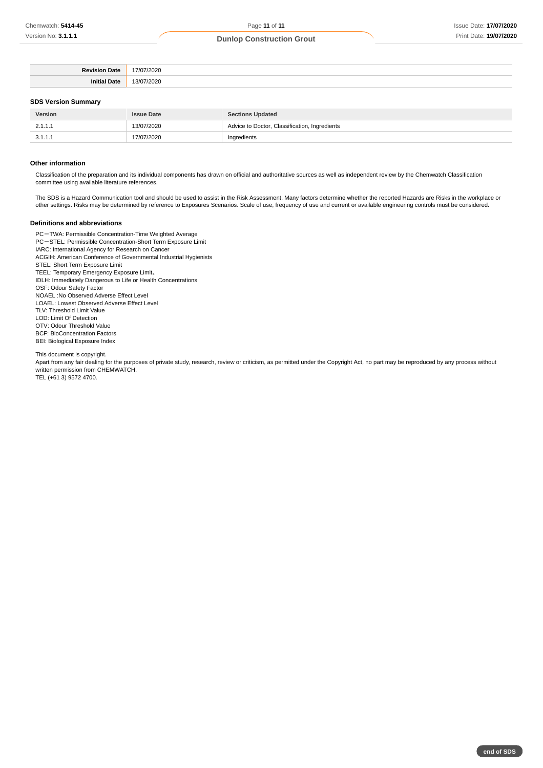| | |
|---|---|
| **Revision Date** | 17/07/2020 |
| **Initial Date** | 13/07/2020 |

### SDS Version Summary

| Version | Issue Date | Sections Updated |
|---|---|---|
| 2.1.1.1 | 13/07/2020 | Advice to Doctor, Classification, Ingredients |
| 3.1.1.1 | 17/07/2020 | Ingredients |

### Other information

Classification of the preparation and its individual components has drawn on official and authoritative sources as well as independent review by the Chemwatch Classification committee using available literature references.

The SDS is a Hazard Communication tool and should be used to assist in the Risk Assessment. Many factors determine whether the reported Hazards are Risks in the workplace or other settings. Risks may be determined by reference to Exposures Scenarios. Scale of use, frequency of use and current or available engineering controls must be considered.

### Definitions and abbreviations

PC－TWA: Permissible Concentration-Time Weighted Average
PC－STEL: Permissible Concentration-Short Term Exposure Limit
IARC: International Agency for Research on Cancer
ACGIH: American Conference of Governmental Industrial Hygienists
STEL: Short Term Exposure Limit
TEEL: Temporary Emergency Exposure Limit。
IDLH: Immediately Dangerous to Life or Health Concentrations
OSF: Odour Safety Factor
NOAEL :No Observed Adverse Effect Level
LOAEL: Lowest Observed Adverse Effect Level
TLV: Threshold Limit Value
LOD: Limit Of Detection
OTV: Odour Threshold Value
BCF: BioConcentration Factors
BEI: Biological Exposure Index

This document is copyright.
Apart from any fair dealing for the purposes of private study, research, review or criticism, as permitted under the Copyright Act, no part may be reproduced by any process without written permission from CHEMWATCH.
TEL (+61 3) 9572 4700.

**end of SDS**